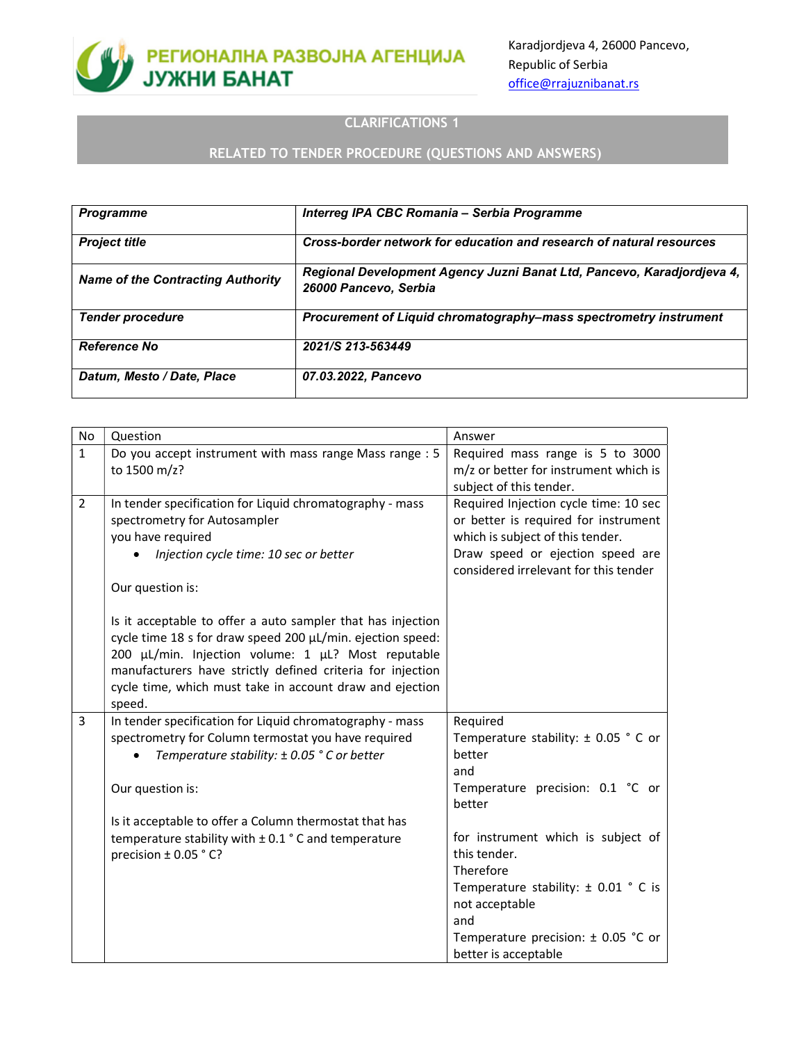РЕГИОНАЛНА РАЗВОЈНА АГЕНЦИЈА ЈУЖНИ БАНАТ

Karadjordjeva 4, 26000 Pancevo,
Republic of Serbia
office@rrajuznibanat.rs

## CLARIFICATIONS 1

## RELATED TO TENDER PROCEDURE (QUESTIONS AND ANSWERS)

| | |
|---|---|
| ***Programme*** | ***Interreg IPA CBC Romania – Serbia Programme*** |
| ***Project title*** | ***Cross-border network for education and research of natural resources*** |
| ***Name of the Contracting Authority*** | ***Regional Development Agency Juzni Banat Ltd, Pancevo, Karadjordjeva 4, 26000 Pancevo, Serbia*** |
| ***Tender procedure*** | ***Procurement of Liquid chromatography–mass spectrometry instrument*** |
| ***Reference No*** | ***2021/S 213-563449*** |
| ***Datum, Mesto / Date, Place*** | ***07.03.2022, Pancevo*** |

| No | Question | Answer |
|---|---|---|
| 1 | Do you accept instrument with mass range Mass range : 5 to 1500 m/z? | Required mass range is 5 to 3000 m/z or better for instrument which is subject of this tender. |
| 2 | In tender specification for Liquid chromatography - mass spectrometry for Autosampler you have required<br>• *Injection cycle time: 10 sec or better*<br><br>Our question is:<br><br>Is it acceptable to offer a auto sampler that has injection cycle time 18 s for draw speed 200 µL/min. ejection speed: 200 µL/min. Injection volume: 1 µL? Most reputable manufacturers have strictly defined criteria for injection cycle time, which must take in account draw and ejection speed. | Required Injection cycle time: 10 sec or better is required for instrument which is subject of this tender.<br>Draw speed or ejection speed are considered irrelevant for this tender |
| 3 | In tender specification for Liquid chromatography - mass spectrometry for Column termostat you have required<br>• *Temperature stability: ± 0.05 ° C or better*<br><br>Our question is:<br><br>Is it acceptable to offer a Column thermostat that has temperature stability with ± 0.1 ° C and temperature precision ± 0.05 ° C? | Required<br>Temperature stability: ± 0.05 ° C or better<br>and<br>Temperature precision: 0.1 °C or better<br><br>for instrument which is subject of this tender.<br>Therefore<br>Temperature stability: ± 0.01 ° C is not acceptable<br>and<br>Temperature precision: ± 0.05 °C or better is acceptable |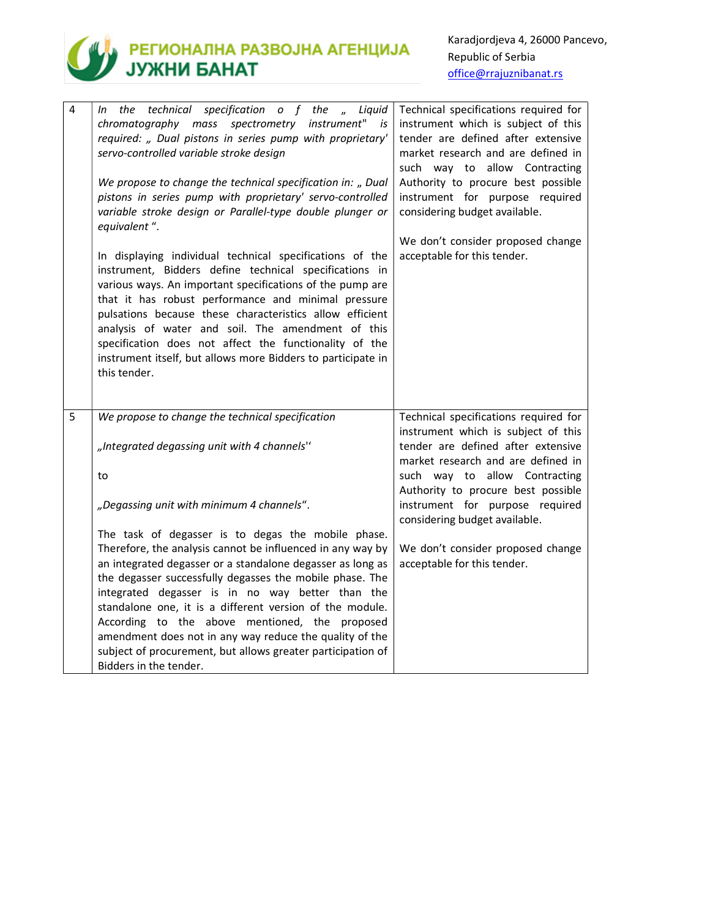| 4 | *In the technical specification o f the „ Liquid chromatography mass spectrometry instrument" is required: „ Dual pistons in series pump with proprietary' servo-controlled variable stroke design*<br><br>*We propose to change the technical specification in: „ Dual pistons in series pump with proprietary' servo-controlled variable stroke design or Parallel-type double plunger or equivalent ".*<br><br>In displaying individual technical specifications of the instrument, Bidders define technical specifications in various ways. An important specifications of the pump are that it has robust performance and minimal pressure pulsations because these characteristics allow efficient analysis of water and soil. The amendment of this specification does not affect the functionality of the instrument itself, but allows more Bidders to participate in this tender. | Technical specifications required for instrument which is subject of this tender are defined after extensive market research and are defined in such way to allow Contracting Authority to procure best possible instrument for purpose required considering budget available.<br><br>We don't consider proposed change acceptable for this tender. |
|---|---|---|
| 5 | *We propose to change the technical specification*<br><br>*„Integrated degassing unit with 4 channels''*<br><br>to<br><br>*„Degassing unit with minimum 4 channels".*<br><br>The task of degasser is to degas the mobile phase. Therefore, the analysis cannot be influenced in any way by an integrated degasser or a standalone degasser as long as the degasser successfully degasses the mobile phase. The integrated degasser is in no way better than the standalone one, it is a different version of the module. According to the above mentioned, the proposed amendment does not in any way reduce the quality of the subject of procurement, but allows greater participation of Bidders in the tender. | Technical specifications required for instrument which is subject of this tender are defined after extensive market research and are defined in such way to allow Contracting Authority to procure best possible instrument for purpose required considering budget available.<br><br>We don't consider proposed change acceptable for this tender. |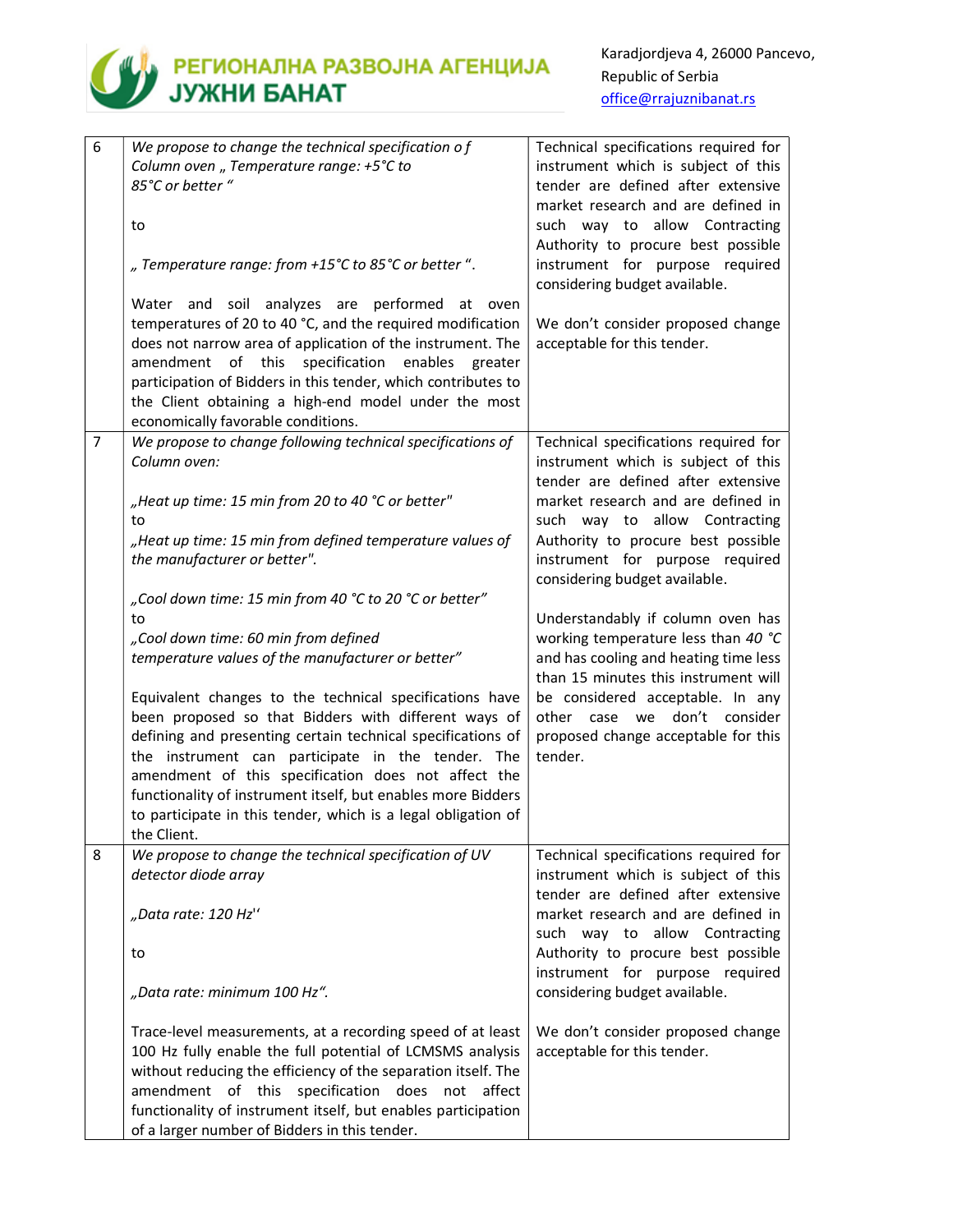| 6 | *We propose to change the technical specification o f Column oven „ Temperature range: +5°C to 85°C or better "*<br><br>to<br><br>*„ Temperature range: from +15°C to 85°C or better ".*<br><br>Water and soil analyzes are performed at oven temperatures of 20 to 40 °C, and the required modification does not narrow area of application of the instrument. The amendment of this specification enables greater participation of Bidders in this tender, which contributes to the Client obtaining a high-end model under the most economically favorable conditions. | Technical specifications required for instrument which is subject of this tender are defined after extensive market research and are defined in such way to allow Contracting Authority to procure best possible instrument for purpose required considering budget available.<br><br>We don't consider proposed change acceptable for this tender. |
|---|---|---|
| 7 | *We propose to change following technical specifications of Column oven:*<br><br>*„Heat up time: 15 min from 20 to 40 °C or better"*<br>to<br>*„Heat up time: 15 min from defined temperature values of the manufacturer or better".*<br><br>*„Cool down time: 15 min from 40 °C to 20 °C or better"*<br>to<br>*„Cool down time: 60 min from defined temperature values of the manufacturer or better"*<br><br>Equivalent changes to the technical specifications have been proposed so that Bidders with different ways of defining and presenting certain technical specifications of the instrument can participate in the tender. The amendment of this specification does not affect the functionality of instrument itself, but enables more Bidders to participate in this tender, which is a legal obligation of the Client. | Technical specifications required for instrument which is subject of this tender are defined after extensive market research and are defined in such way to allow Contracting Authority to procure best possible instrument for purpose required considering budget available.<br><br>Understandably if column oven has working temperature less than *40 °C* and has cooling and heating time less than 15 minutes this instrument will be considered acceptable. In any other case we don't consider proposed change acceptable for this tender. |
| 8 | *We propose to change the technical specification of UV detector diode array*<br><br>*„Data rate: 120 Hz''*<br><br>to<br><br>*„Data rate: minimum 100 Hz".*<br><br>Trace-level measurements, at a recording speed of at least 100 Hz fully enable the full potential of LCMSMS analysis without reducing the efficiency of the separation itself. The amendment of this specification does not affect functionality of instrument itself, but enables participation of a larger number of Bidders in this tender. | Technical specifications required for instrument which is subject of this tender are defined after extensive market research and are defined in such way to allow Contracting Authority to procure best possible instrument for purpose required considering budget available.<br><br>We don't consider proposed change acceptable for this tender. |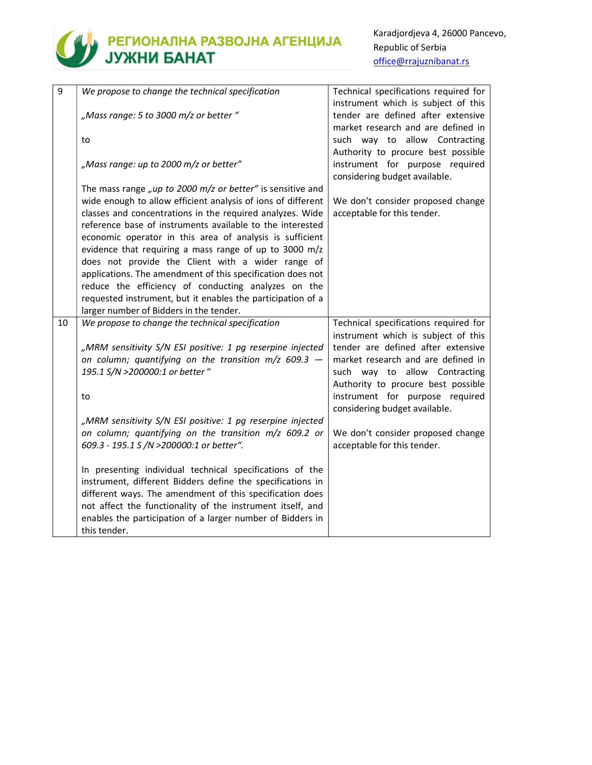| | | |
|---|---|---|
| 9 | *We propose to change the technical specification*<br><br>*„Mass range: 5 to 3000 m/z or better "*<br><br>to<br><br>*„Mass range: up to 2000 m/z or better"*<br><br>The mass range *„up to 2000 m/z or better"* is sensitive and wide enough to allow efficient analysis of ions of different classes and concentrations in the required analyzes. Wide reference base of instruments available to the interested economic operator in this area of analysis is sufficient evidence that requiring a mass range of up to 3000 m/z does not provide the Client with a wider range of applications. The amendment of this specification does not reduce the efficiency of conducting analyzes on the requested instrument, but it enables the participation of a larger number of Bidders in the tender. | Technical specifications required for instrument which is subject of this tender are defined after extensive market research and are defined in such way to allow Contracting Authority to procure best possible instrument for purpose required considering budget available.<br><br>We don't consider proposed change acceptable for this tender. |
| 10 | *We propose to change the technical specification*<br><br>*„MRM sensitivity S/N ESI positive: 1 pg reserpine injected on column; quantifying on the transition m/z 609.3 — 195.1 S/N >200000:1 or better "*<br><br>to<br><br>*„MRM sensitivity S/N ESI positive: 1 pg reserpine injected on column; quantifying on the transition m/z 609.2 or 609.3 - 195.1 S /N >200000:1 or better".*<br><br>In presenting individual technical specifications of the instrument, different Bidders define the specifications in different ways. The amendment of this specification does not affect the functionality of the instrument itself, and enables the participation of a larger number of Bidders in this tender. | Technical specifications required for instrument which is subject of this tender are defined after extensive market research and are defined in such way to allow Contracting Authority to procure best possible instrument for purpose required considering budget available.<br><br>We don't consider proposed change acceptable for this tender. |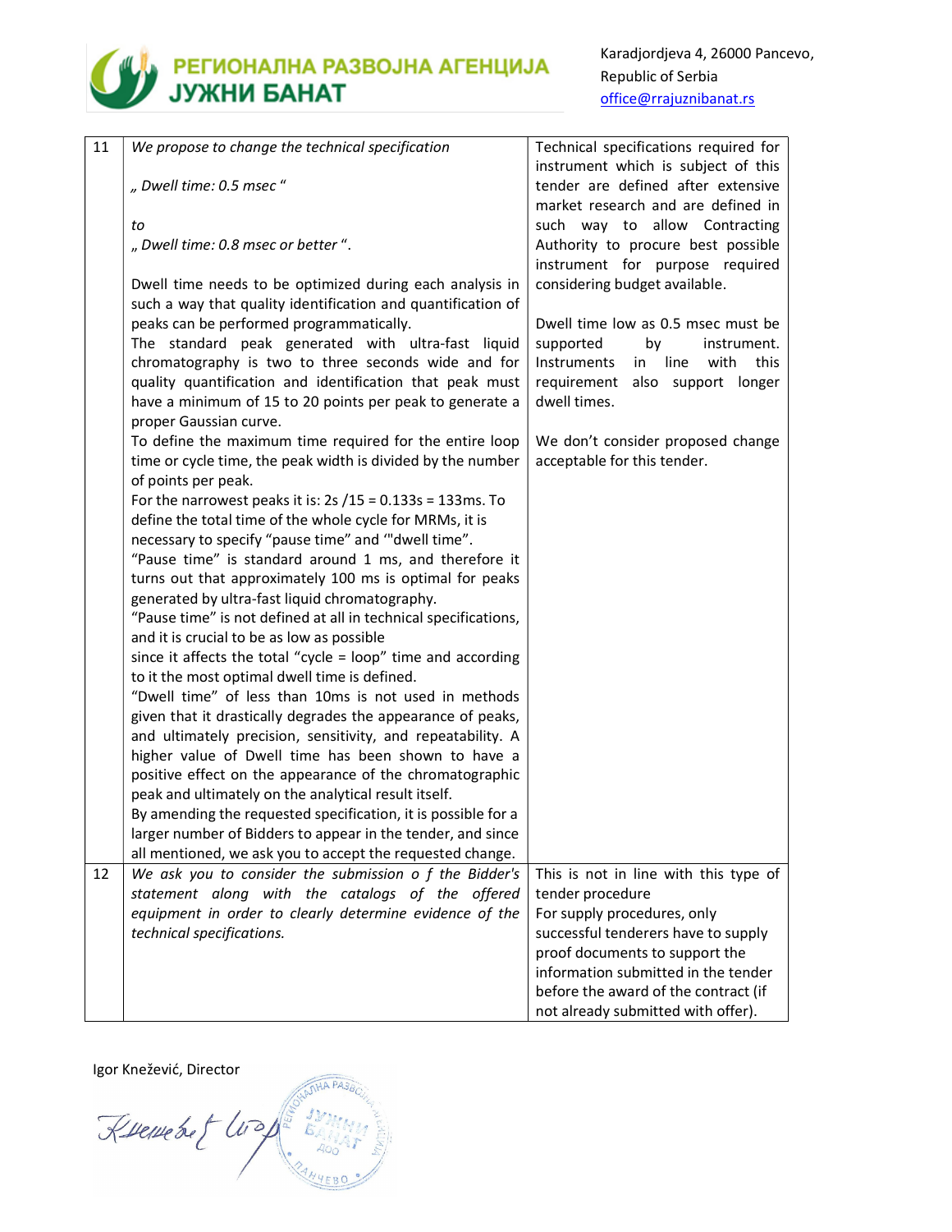РЕГИОНАЛНА РАЗВОЈНА АГЕНЦИЈА ЈУЖНИ БАНАТ

Karadjordjeva 4, 26000 Pancevo,
Republic of Serbia
office@rrajuznibanat.rs

| | | |
|---|---|---|
| 11 | *We propose to change the technical specification*<br><br>*„ Dwell time: 0.5 msec "*<br><br>*to*<br>*„ Dwell time: 0.8 msec or better ".*<br><br>Dwell time needs to be optimized during each analysis in such a way that quality identification and quantification of peaks can be performed programmatically.<br>The standard peak generated with ultra-fast liquid chromatography is two to three seconds wide and for quality quantification and identification that peak must have a minimum of 15 to 20 points per peak to generate a proper Gaussian curve.<br>To define the maximum time required for the entire loop time or cycle time, the peak width is divided by the number of points per peak.<br>For the narrowest peaks it is: 2s /15 = 0.133s = 133ms. To define the total time of the whole cycle for MRMs, it is necessary to specify "pause time" and '"dwell time".<br>"Pause time" is standard around 1 ms, and therefore it turns out that approximately 100 ms is optimal for peaks generated by ultra-fast liquid chromatography.<br>"Pause time" is not defined at all in technical specifications, and it is crucial to be as low as possible since it affects the total "cycle = loop" time and according to it the most optimal dwell time is defined.<br>"Dwell time" of less than 10ms is not used in methods given that it drastically degrades the appearance of peaks, and ultimately precision, sensitivity, and repeatability. A higher value of Dwell time has been shown to have a positive effect on the appearance of the chromatographic peak and ultimately on the analytical result itself.<br>By amending the requested specification, it is possible for a larger number of Bidders to appear in the tender, and since all mentioned, we ask you to accept the requested change. | Technical specifications required for instrument which is subject of this tender are defined after extensive market research and are defined in such way to allow Contracting Authority to procure best possible instrument for purpose required considering budget available.<br><br>Dwell time low as 0.5 msec must be supported by instrument. Instruments in line with this requirement also support longer dwell times.<br><br>We don't consider proposed change acceptable for this tender. |
| 12 | *We ask you to consider the submission o f the Bidder's statement along with the catalogs of the offered equipment in order to clearly determine evidence of the technical specifications.* | This is not in line with this type of tender procedure<br>For supply procedures, only successful tenderers have to supply proof documents to support the information submitted in the tender before the award of the contract (if not already submitted with offer). |

Igor Knežević, Director